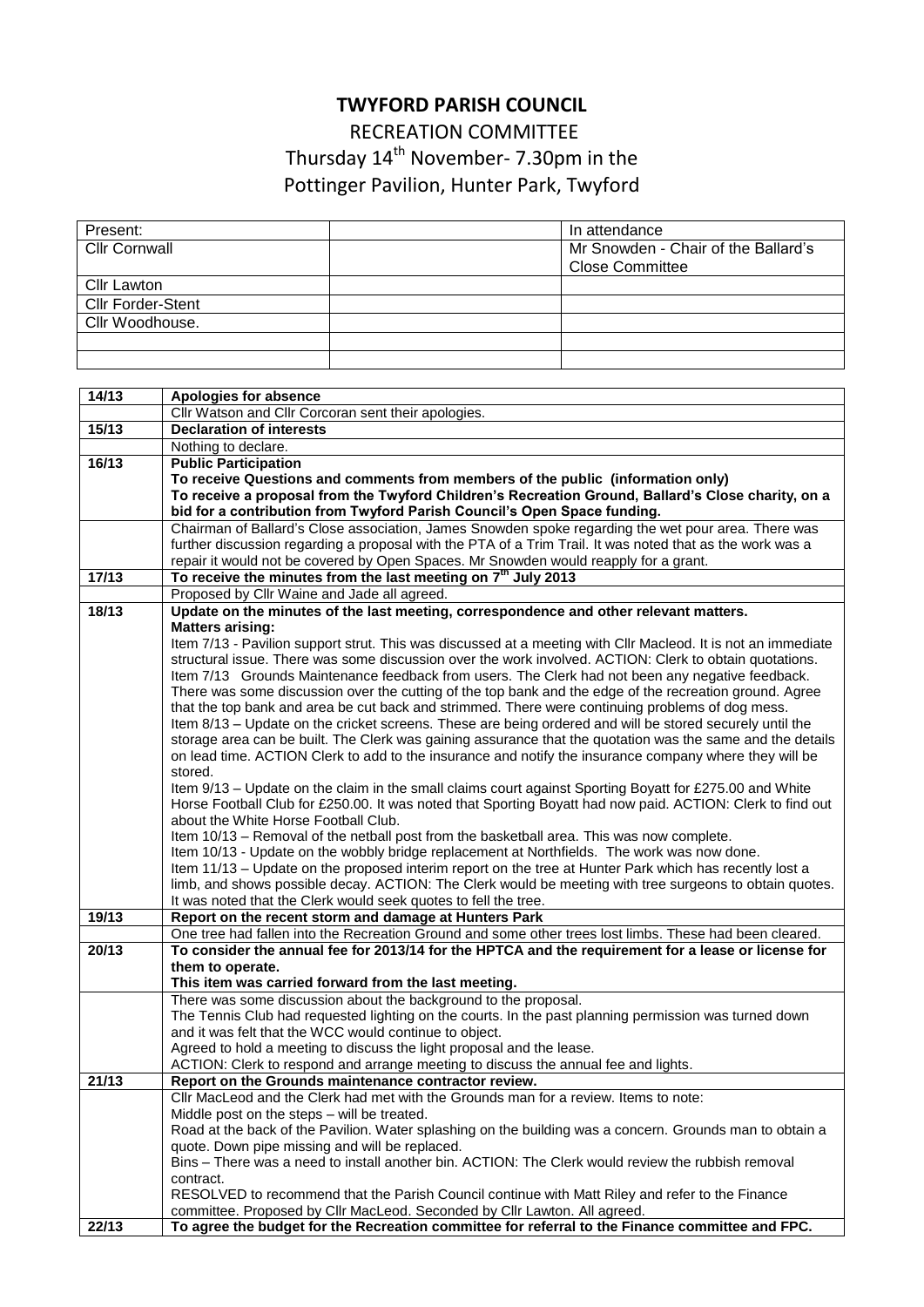# TWYFORD PARISH COUNCIL

## RECREATION COMMITTEE

## Thursday 14th November- 7.30pm in the Pottinger Pavilion, Hunter Park, Twyford

| Present: | | In attendance |
|---|---|---|
| Cllr Cornwall | | Mr Snowden - Chair of the Ballard's Close Committee |
| Cllr Lawton | | |
| Cllr Forder-Stent | | |
| Cllr Woodhouse. | | |
| | | |
| | | |

| | |
|---|---|
| **14/13** | **Apologies for absence** |
| | Cllr Watson and Cllr Corcoran sent their apologies. |
| **15/13** | **Declaration of interests** |
| | Nothing to declare. |
| **16/13** | **Public Participation**<br>**To receive Questions and comments from members of the public (information only)**<br>**To receive a proposal from the Twyford Children's Recreation Ground, Ballard's Close charity, on a bid for a contribution from Twyford Parish Council's Open Space funding.** |
| | Chairman of Ballard's Close association, James Snowden spoke regarding the wet pour area. There was further discussion regarding a proposal with the PTA of a Trim Trail. It was noted that as the work was a repair it would not be covered by Open Spaces. Mr Snowden would reapply for a grant. |
| **17/13** | **To receive the minutes from the last meeting on 7th July 2013** |
| | Proposed by Cllr Waine and Jade all agreed. |
| **18/13** | **Update on the minutes of the last meeting, correspondence and other relevant matters.**<br>**Matters arising:**<br>Item 7/13 - Pavilion support strut. This was discussed at a meeting with Cllr Macleod. It is not an immediate structural issue. There was some discussion over the work involved. ACTION: Clerk to obtain quotations.<br>Item 7/13 Grounds Maintenance feedback from users. The Clerk had not been any negative feedback. There was some discussion over the cutting of the top bank and the edge of the recreation ground. Agree that the top bank and area be cut back and strimmed. There were continuing problems of dog mess.<br>Item 8/13 – Update on the cricket screens. These are being ordered and will be stored securely until the storage area can be built. The Clerk was gaining assurance that the quotation was the same and the details on lead time. ACTION Clerk to add to the insurance and notify the insurance company where they will be stored.<br>Item 9/13 – Update on the claim in the small claims court against Sporting Boyatt for £275.00 and White Horse Football Club for £250.00. It was noted that Sporting Boyatt had now paid. ACTION: Clerk to find out about the White Horse Football Club.<br>Item 10/13 – Removal of the netball post from the basketball area. This was now complete.<br>Item 10/13 - Update on the wobbly bridge replacement at Northfields. The work was now done.<br>Item 11/13 – Update on the proposed interim report on the tree at Hunter Park which has recently lost a limb, and shows possible decay. ACTION: The Clerk would be meeting with tree surgeons to obtain quotes. It was noted that the Clerk would seek quotes to fell the tree. |
| **19/13** | **Report on the recent storm and damage at Hunters Park** |
| | One tree had fallen into the Recreation Ground and some other trees lost limbs. These had been cleared. |
| **20/13** | **To consider the annual fee for 2013/14 for the HPTCA and the requirement for a lease or license for them to operate.**<br>**This item was carried forward from the last meeting.** |
| | There was some discussion about the background to the proposal.<br>The Tennis Club had requested lighting on the courts. In the past planning permission was turned down and it was felt that the WCC would continue to object.<br>Agreed to hold a meeting to discuss the light proposal and the lease.<br>ACTION: Clerk to respond and arrange meeting to discuss the annual fee and lights. |
| **21/13** | **Report on the Grounds maintenance contractor review.** |
| | Cllr MacLeod and the Clerk had met with the Grounds man for a review. Items to note:<br>Middle post on the steps – will be treated.<br>Road at the back of the Pavilion. Water splashing on the building was a concern. Grounds man to obtain a quote. Down pipe missing and will be replaced.<br>Bins – There was a need to install another bin. ACTION: The Clerk would review the rubbish removal contract.<br>RESOLVED to recommend that the Parish Council continue with Matt Riley and refer to the Finance committee. Proposed by Cllr MacLeod. Seconded by Cllr Lawton. All agreed. |
| **22/13** | **To agree the budget for the Recreation committee for referral to the Finance committee and FPC.** |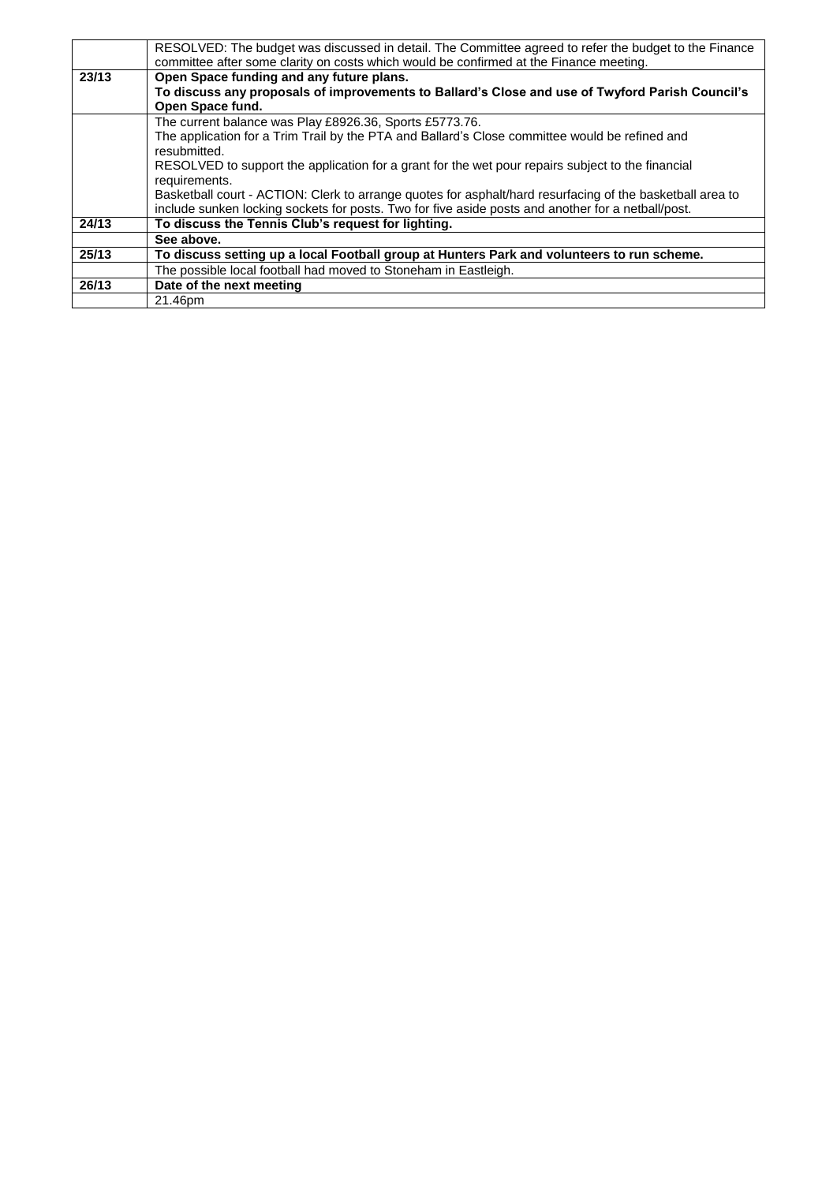| | |
|---|---|
| | RESOLVED: The budget was discussed in detail. The Committee agreed to refer the budget to the Finance committee after some clarity on costs which would be confirmed at the Finance meeting. |
| **23/13** | **Open Space funding and any future plans.** **To discuss any proposals of improvements to Ballard's Close and use of Twyford Parish Council's Open Space fund.** |
| | The current balance was Play £8926.36, Sports £5773.76. The application for a Trim Trail by the PTA and Ballard's Close committee would be refined and resubmitted. RESOLVED to support the application for a grant for the wet pour repairs subject to the financial requirements. Basketball court - ACTION: Clerk to arrange quotes for asphalt/hard resurfacing of the basketball area to include sunken locking sockets for posts. Two for five aside posts and another for a netball/post. |
| **24/13** | **To discuss the Tennis Club's request for lighting.** |
| | **See above.** |
| **25/13** | **To discuss setting up a local Football group at Hunters Park and volunteers to run scheme.** |
| | The possible local football had moved to Stoneham in Eastleigh. |
| **26/13** | **Date of the next meeting** |
| | 21.46pm |